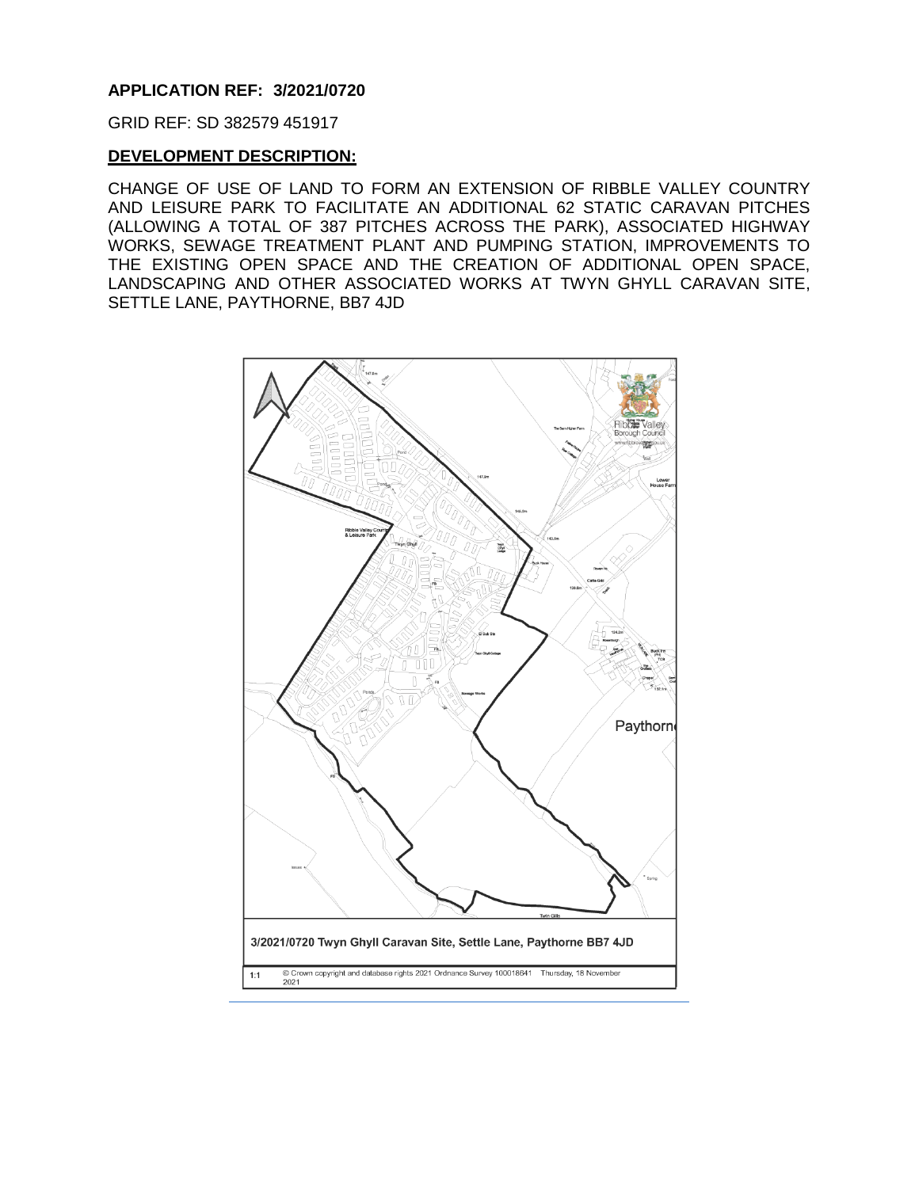**APPLICATION REF: 3/2021/0720**

GRID REF: SD 382579 451917

**DEVELOPMENT DESCRIPTION:**

CHANGE OF USE OF LAND TO FORM AN EXTENSION OF RIBBLE VALLEY COUNTRY AND LEISURE PARK TO FACILITATE AN ADDITIONAL 62 STATIC CARAVAN PITCHES (ALLOWING A TOTAL OF 387 PITCHES ACROSS THE PARK), ASSOCIATED HIGHWAY WORKS, SEWAGE TREATMENT PLANT AND PUMPING STATION, IMPROVEMENTS TO THE EXISTING OPEN SPACE AND THE CREATION OF ADDITIONAL OPEN SPACE, LANDSCAPING AND OTHER ASSOCIATED WORKS AT TWYN GHYLL CARAVAN SITE, SETTLE LANE, PAYTHORNE, BB7 4JD

3/2021/0720 Twyn Ghyll Caravan Site, Settle Lane, Paythorne BB7 4JD

1:1 © Crown copyright and database rights 2021 Ordnance Survey 100018641 Thursday, 18 November 2021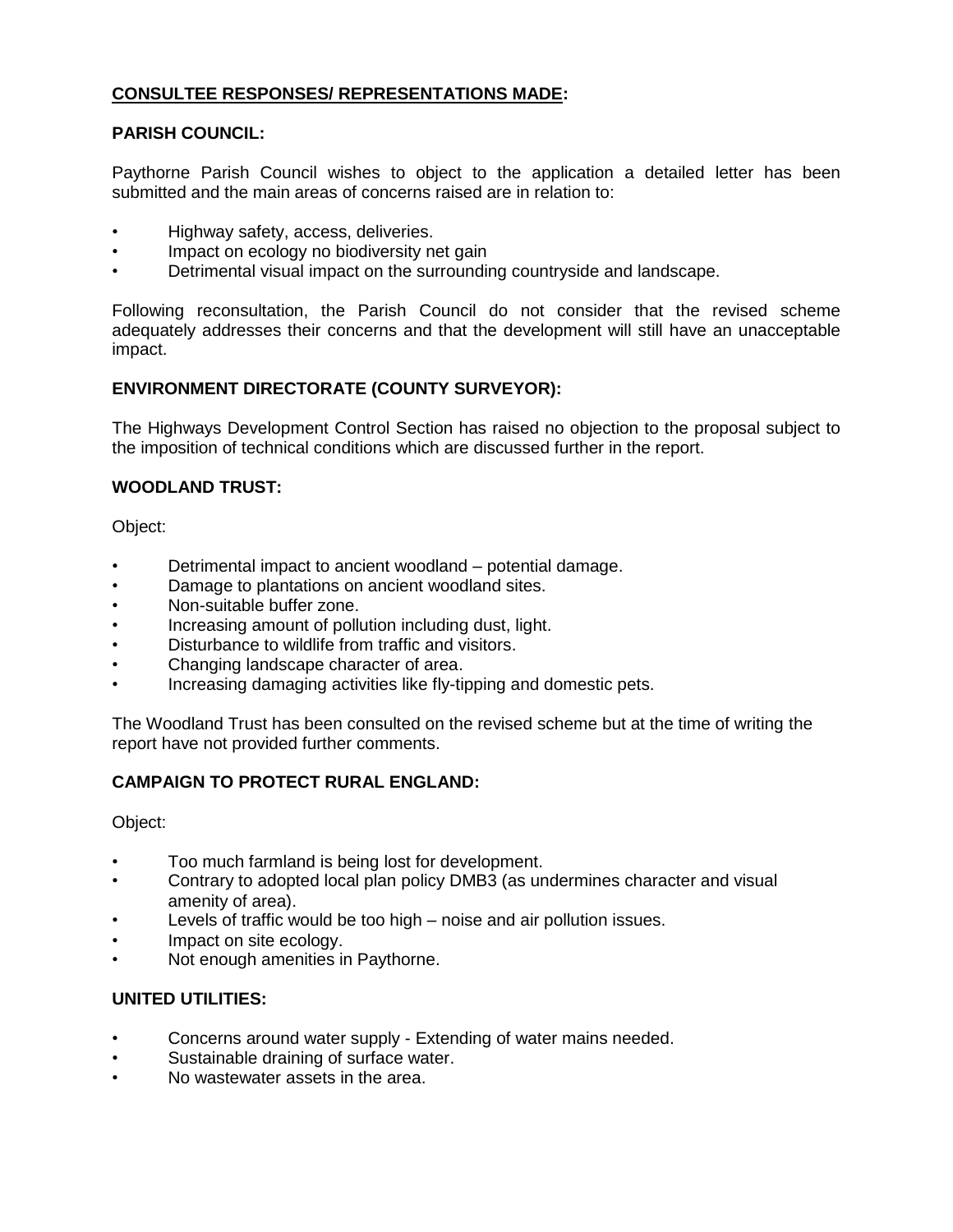**CONSULTEE RESPONSES/ REPRESENTATIONS MADE:**

**PARISH COUNCIL:**

Paythorne Parish Council wishes to object to the application a detailed letter has been submitted and the main areas of concerns raised are in relation to:

- Highway safety, access, deliveries.
- Impact on ecology no biodiversity net gain
- Detrimental visual impact on the surrounding countryside and landscape.

Following reconsultation, the Parish Council do not consider that the revised scheme adequately addresses their concerns and that the development will still have an unacceptable impact.

**ENVIRONMENT DIRECTORATE (COUNTY SURVEYOR):**

The Highways Development Control Section has raised no objection to the proposal subject to the imposition of technical conditions which are discussed further in the report.

**WOODLAND TRUST:**

Object:

- Detrimental impact to ancient woodland – potential damage.
- Damage to plantations on ancient woodland sites.
- Non-suitable buffer zone.
- Increasing amount of pollution including dust, light.
- Disturbance to wildlife from traffic and visitors.
- Changing landscape character of area.
- Increasing damaging activities like fly-tipping and domestic pets.

The Woodland Trust has been consulted on the revised scheme but at the time of writing the report have not provided further comments.

**CAMPAIGN TO PROTECT RURAL ENGLAND:**

Object:

- Too much farmland is being lost for development.
- Contrary to adopted local plan policy DMB3 (as undermines character and visual amenity of area).
- Levels of traffic would be too high – noise and air pollution issues.
- Impact on site ecology.
- Not enough amenities in Paythorne.

**UNITED UTILITIES:**

- Concerns around water supply - Extending of water mains needed.
- Sustainable draining of surface water.
- No wastewater assets in the area.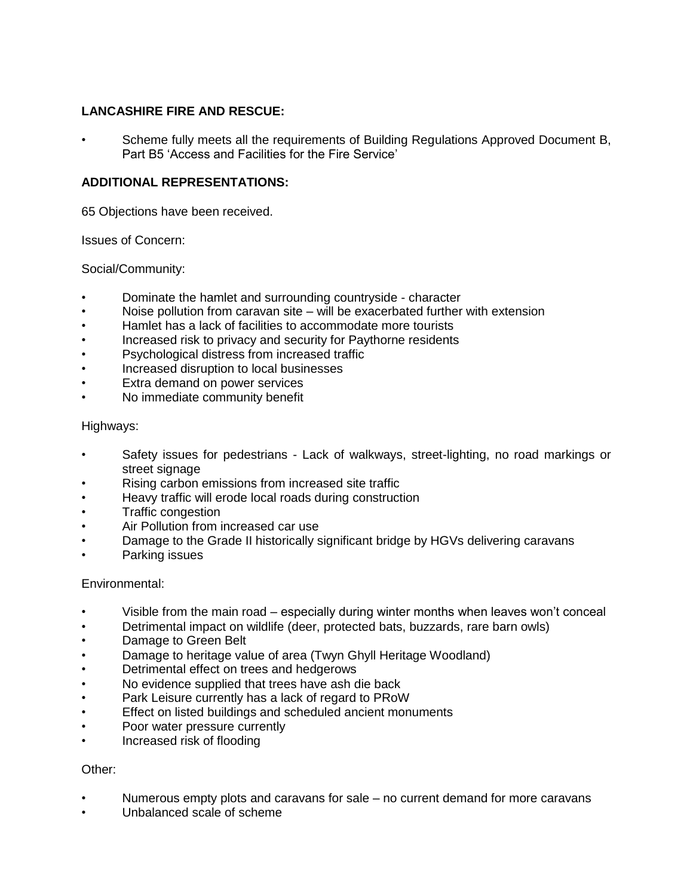**LANCASHIRE FIRE AND RESCUE:**

- Scheme fully meets all the requirements of Building Regulations Approved Document B, Part B5 'Access and Facilities for the Fire Service'

**ADDITIONAL REPRESENTATIONS:**

65 Objections have been received.

Issues of Concern:

Social/Community:

- Dominate the hamlet and surrounding countryside - character
- Noise pollution from caravan site – will be exacerbated further with extension
- Hamlet has a lack of facilities to accommodate more tourists
- Increased risk to privacy and security for Paythorne residents
- Psychological distress from increased traffic
- Increased disruption to local businesses
- Extra demand on power services
- No immediate community benefit

Highways:

- Safety issues for pedestrians - Lack of walkways, street-lighting, no road markings or street signage
- Rising carbon emissions from increased site traffic
- Heavy traffic will erode local roads during construction
- Traffic congestion
- Air Pollution from increased car use
- Damage to the Grade II historically significant bridge by HGVs delivering caravans
- Parking issues

Environmental:

- Visible from the main road – especially during winter months when leaves won't conceal
- Detrimental impact on wildlife (deer, protected bats, buzzards, rare barn owls)
- Damage to Green Belt
- Damage to heritage value of area (Twyn Ghyll Heritage Woodland)
- Detrimental effect on trees and hedgerows
- No evidence supplied that trees have ash die back
- Park Leisure currently has a lack of regard to PRoW
- Effect on listed buildings and scheduled ancient monuments
- Poor water pressure currently
- Increased risk of flooding

Other:

- Numerous empty plots and caravans for sale – no current demand for more caravans
- Unbalanced scale of scheme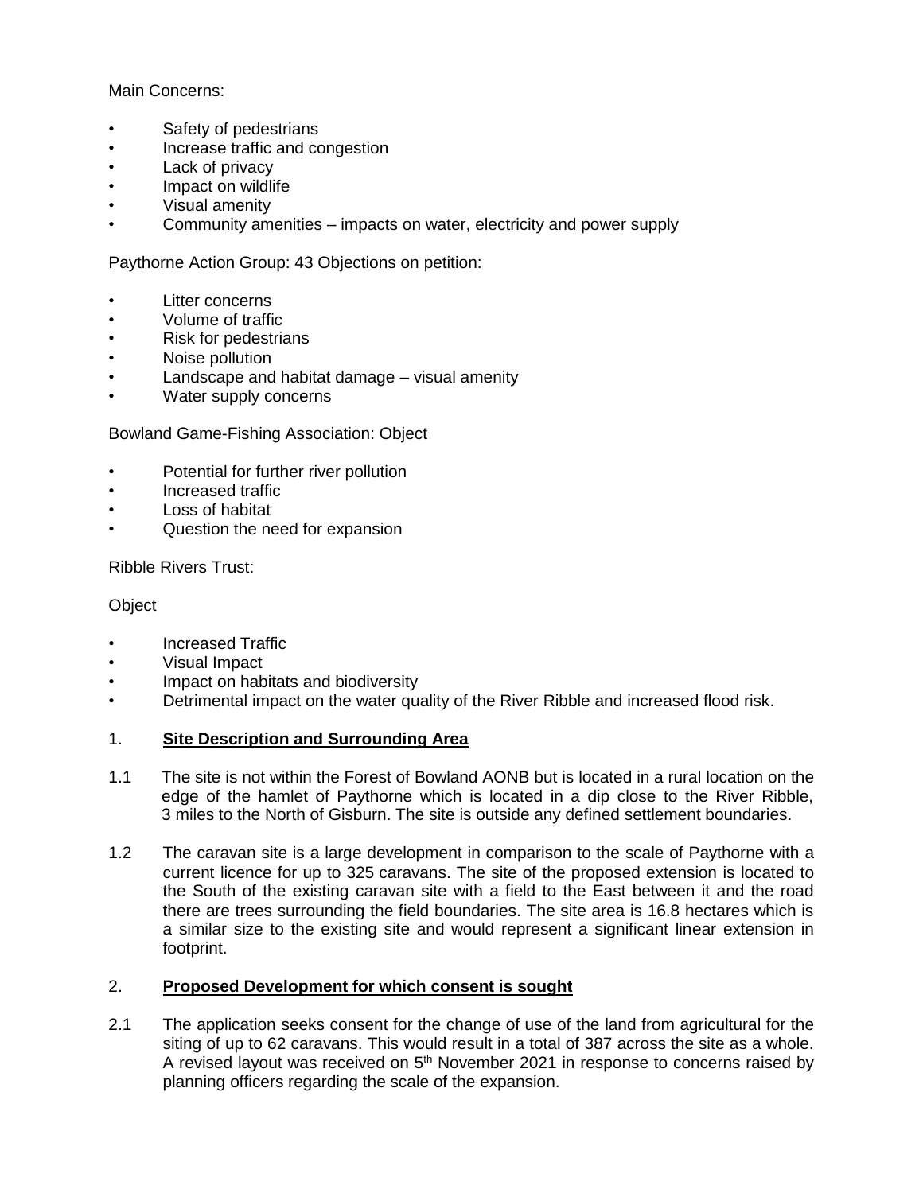Main Concerns:

- Safety of pedestrians
- Increase traffic and congestion
- Lack of privacy
- Impact on wildlife
- Visual amenity
- Community amenities – impacts on water, electricity and power supply

Paythorne Action Group: 43 Objections on petition:

- Litter concerns
- Volume of traffic
- Risk for pedestrians
- Noise pollution
- Landscape and habitat damage – visual amenity
- Water supply concerns

Bowland Game-Fishing Association: Object

- Potential for further river pollution
- Increased traffic
- Loss of habitat
- Question the need for expansion

Ribble Rivers Trust:

Object

- Increased Traffic
- Visual Impact
- Impact on habitats and biodiversity
- Detrimental impact on the water quality of the River Ribble and increased flood risk.

## 1. Site Description and Surrounding Area

1.1 The site is not within the Forest of Bowland AONB but is located in a rural location on the edge of the hamlet of Paythorne which is located in a dip close to the River Ribble, 3 miles to the North of Gisburn. The site is outside any defined settlement boundaries.

1.2 The caravan site is a large development in comparison to the scale of Paythorne with a current licence for up to 325 caravans. The site of the proposed extension is located to the South of the existing caravan site with a field to the East between it and the road there are trees surrounding the field boundaries. The site area is 16.8 hectares which is a similar size to the existing site and would represent a significant linear extension in footprint.

## 2. Proposed Development for which consent is sought

2.1 The application seeks consent for the change of use of the land from agricultural for the siting of up to 62 caravans. This would result in a total of 387 across the site as a whole. A revised layout was received on 5th November 2021 in response to concerns raised by planning officers regarding the scale of the expansion.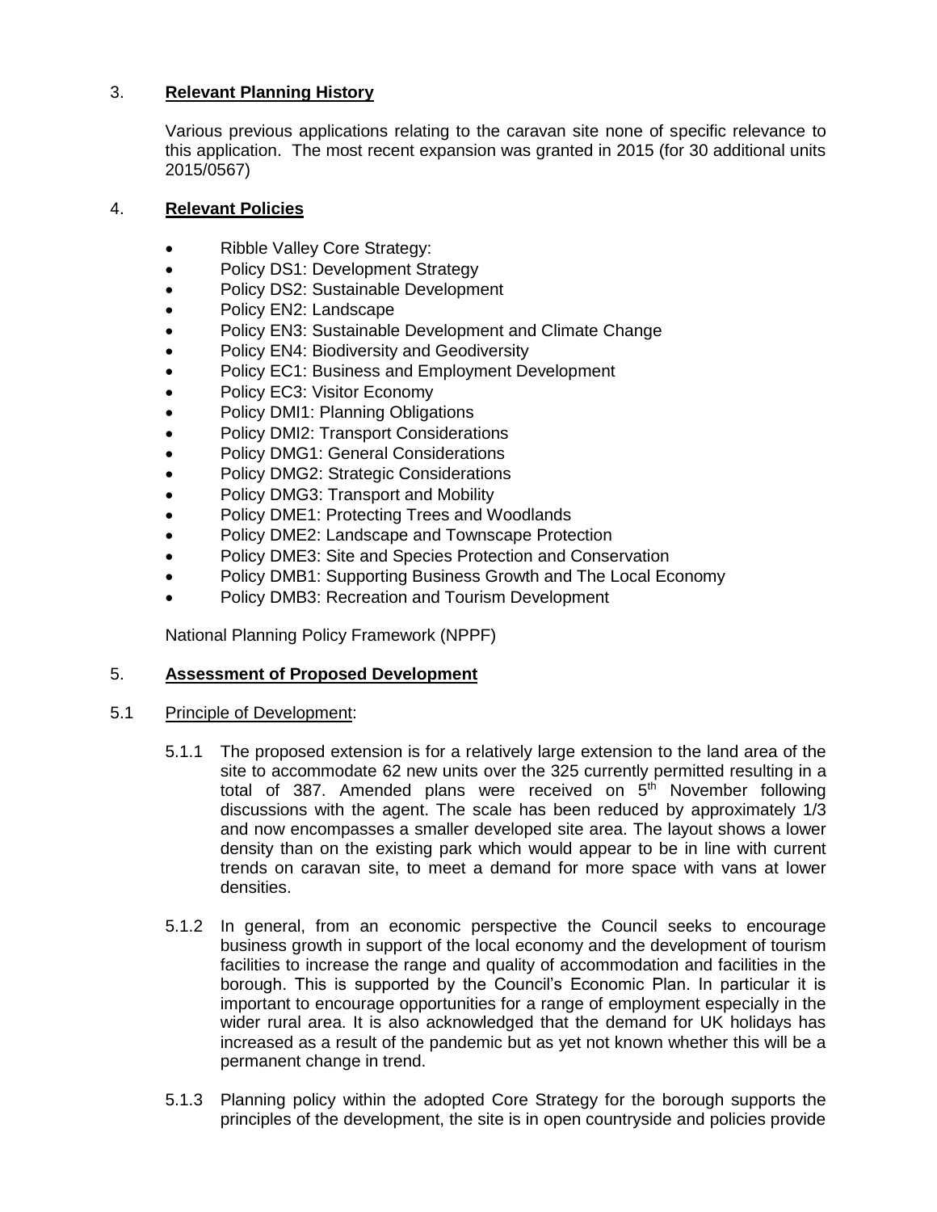## 3. **Relevant Planning History**

Various previous applications relating to the caravan site none of specific relevance to this application. The most recent expansion was granted in 2015 (for 30 additional units 2015/0567)

## 4. **Relevant Policies**

- Ribble Valley Core Strategy:
- Policy DS1: Development Strategy
- Policy DS2: Sustainable Development
- Policy EN2: Landscape
- Policy EN3: Sustainable Development and Climate Change
- Policy EN4: Biodiversity and Geodiversity
- Policy EC1: Business and Employment Development
- Policy EC3: Visitor Economy
- Policy DMI1: Planning Obligations
- Policy DMI2: Transport Considerations
- Policy DMG1: General Considerations
- Policy DMG2: Strategic Considerations
- Policy DMG3: Transport and Mobility
- Policy DME1: Protecting Trees and Woodlands
- Policy DME2: Landscape and Townscape Protection
- Policy DME3: Site and Species Protection and Conservation
- Policy DMB1: Supporting Business Growth and The Local Economy
- Policy DMB3: Recreation and Tourism Development

National Planning Policy Framework (NPPF)

## 5. **Assessment of Proposed Development**

### 5.1 Principle of Development:

5.1.1 The proposed extension is for a relatively large extension to the land area of the site to accommodate 62 new units over the 325 currently permitted resulting in a total of 387. Amended plans were received on 5th November following discussions with the agent. The scale has been reduced by approximately 1/3 and now encompasses a smaller developed site area. The layout shows a lower density than on the existing park which would appear to be in line with current trends on caravan site, to meet a demand for more space with vans at lower densities.

5.1.2 In general, from an economic perspective the Council seeks to encourage business growth in support of the local economy and the development of tourism facilities to increase the range and quality of accommodation and facilities in the borough. This is supported by the Council's Economic Plan. In particular it is important to encourage opportunities for a range of employment especially in the wider rural area. It is also acknowledged that the demand for UK holidays has increased as a result of the pandemic but as yet not known whether this will be a permanent change in trend.

5.1.3 Planning policy within the adopted Core Strategy for the borough supports the principles of the development, the site is in open countryside and policies provide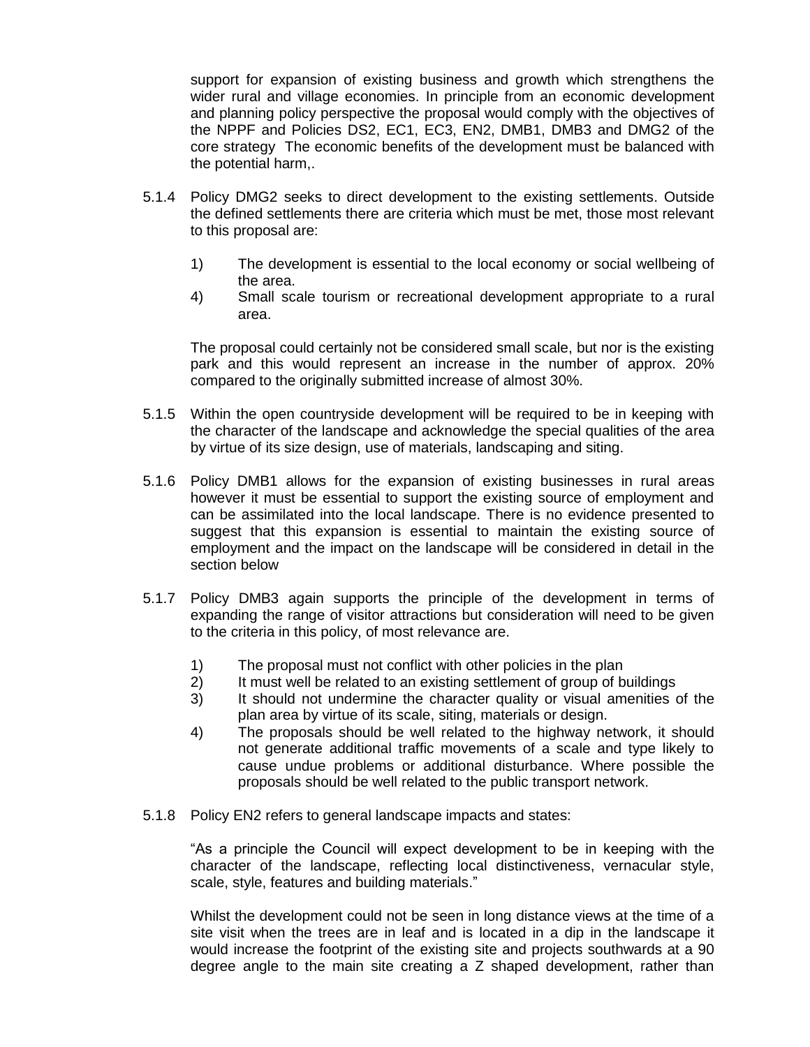support for expansion of existing business and growth which strengthens the wider rural and village economies. In principle from an economic development and planning policy perspective the proposal would comply with the objectives of the NPPF and Policies DS2, EC1, EC3, EN2, DMB1, DMB3 and DMG2 of the core strategy The economic benefits of the development must be balanced with the potential harm,.

5.1.4 Policy DMG2 seeks to direct development to the existing settlements. Outside the defined settlements there are criteria which must be met, those most relevant to this proposal are:

1) The development is essential to the local economy or social wellbeing of the area.
4) Small scale tourism or recreational development appropriate to a rural area.

The proposal could certainly not be considered small scale, but nor is the existing park and this would represent an increase in the number of approx. 20% compared to the originally submitted increase of almost 30%.

5.1.5 Within the open countryside development will be required to be in keeping with the character of the landscape and acknowledge the special qualities of the area by virtue of its size design, use of materials, landscaping and siting.

5.1.6 Policy DMB1 allows for the expansion of existing businesses in rural areas however it must be essential to support the existing source of employment and can be assimilated into the local landscape. There is no evidence presented to suggest that this expansion is essential to maintain the existing source of employment and the impact on the landscape will be considered in detail in the section below

5.1.7 Policy DMB3 again supports the principle of the development in terms of expanding the range of visitor attractions but consideration will need to be given to the criteria in this policy, of most relevance are.

1) The proposal must not conflict with other policies in the plan
2) It must well be related to an existing settlement of group of buildings
3) It should not undermine the character quality or visual amenities of the plan area by virtue of its scale, siting, materials or design.
4) The proposals should be well related to the highway network, it should not generate additional traffic movements of a scale and type likely to cause undue problems or additional disturbance. Where possible the proposals should be well related to the public transport network.

5.1.8 Policy EN2 refers to general landscape impacts and states:

"As a principle the Council will expect development to be in keeping with the character of the landscape, reflecting local distinctiveness, vernacular style, scale, style, features and building materials."

Whilst the development could not be seen in long distance views at the time of a site visit when the trees are in leaf and is located in a dip in the landscape it would increase the footprint of the existing site and projects southwards at a 90 degree angle to the main site creating a Z shaped development, rather than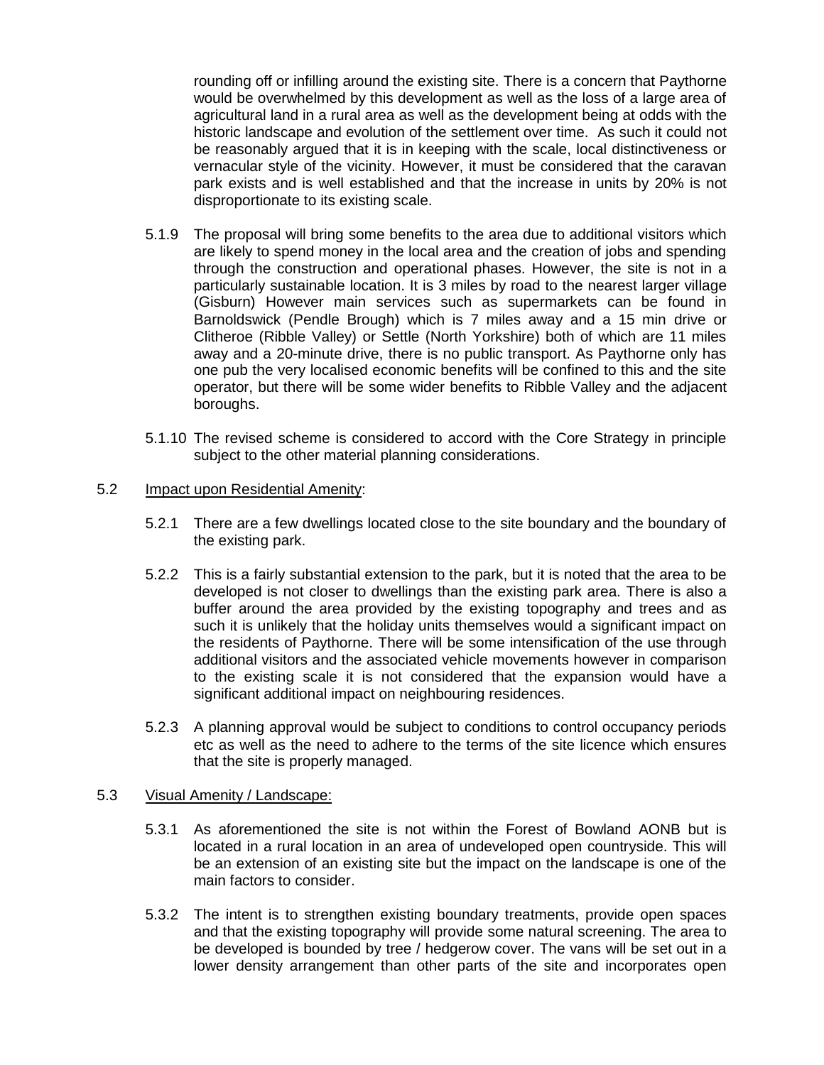rounding off or infilling around the existing site. There is a concern that Paythorne would be overwhelmed by this development as well as the loss of a large area of agricultural land in a rural area as well as the development being at odds with the historic landscape and evolution of the settlement over time. As such it could not be reasonably argued that it is in keeping with the scale, local distinctiveness or vernacular style of the vicinity. However, it must be considered that the caravan park exists and is well established and that the increase in units by 20% is not disproportionate to its existing scale.

5.1.9 The proposal will bring some benefits to the area due to additional visitors which are likely to spend money in the local area and the creation of jobs and spending through the construction and operational phases. However, the site is not in a particularly sustainable location. It is 3 miles by road to the nearest larger village (Gisburn) However main services such as supermarkets can be found in Barnoldswick (Pendle Brough) which is 7 miles away and a 15 min drive or Clitheroe (Ribble Valley) or Settle (North Yorkshire) both of which are 11 miles away and a 20-minute drive, there is no public transport. As Paythorne only has one pub the very localised economic benefits will be confined to this and the site operator, but there will be some wider benefits to Ribble Valley and the adjacent boroughs.

5.1.10 The revised scheme is considered to accord with the Core Strategy in principle subject to the other material planning considerations.

5.2 Impact upon Residential Amenity:

5.2.1 There are a few dwellings located close to the site boundary and the boundary of the existing park.

5.2.2 This is a fairly substantial extension to the park, but it is noted that the area to be developed is not closer to dwellings than the existing park area. There is also a buffer around the area provided by the existing topography and trees and as such it is unlikely that the holiday units themselves would a significant impact on the residents of Paythorne. There will be some intensification of the use through additional visitors and the associated vehicle movements however in comparison to the existing scale it is not considered that the expansion would have a significant additional impact on neighbouring residences.

5.2.3 A planning approval would be subject to conditions to control occupancy periods etc as well as the need to adhere to the terms of the site licence which ensures that the site is properly managed.

5.3 Visual Amenity / Landscape:

5.3.1 As aforementioned the site is not within the Forest of Bowland AONB but is located in a rural location in an area of undeveloped open countryside. This will be an extension of an existing site but the impact on the landscape is one of the main factors to consider.

5.3.2 The intent is to strengthen existing boundary treatments, provide open spaces and that the existing topography will provide some natural screening. The area to be developed is bounded by tree / hedgerow cover. The vans will be set out in a lower density arrangement than other parts of the site and incorporates open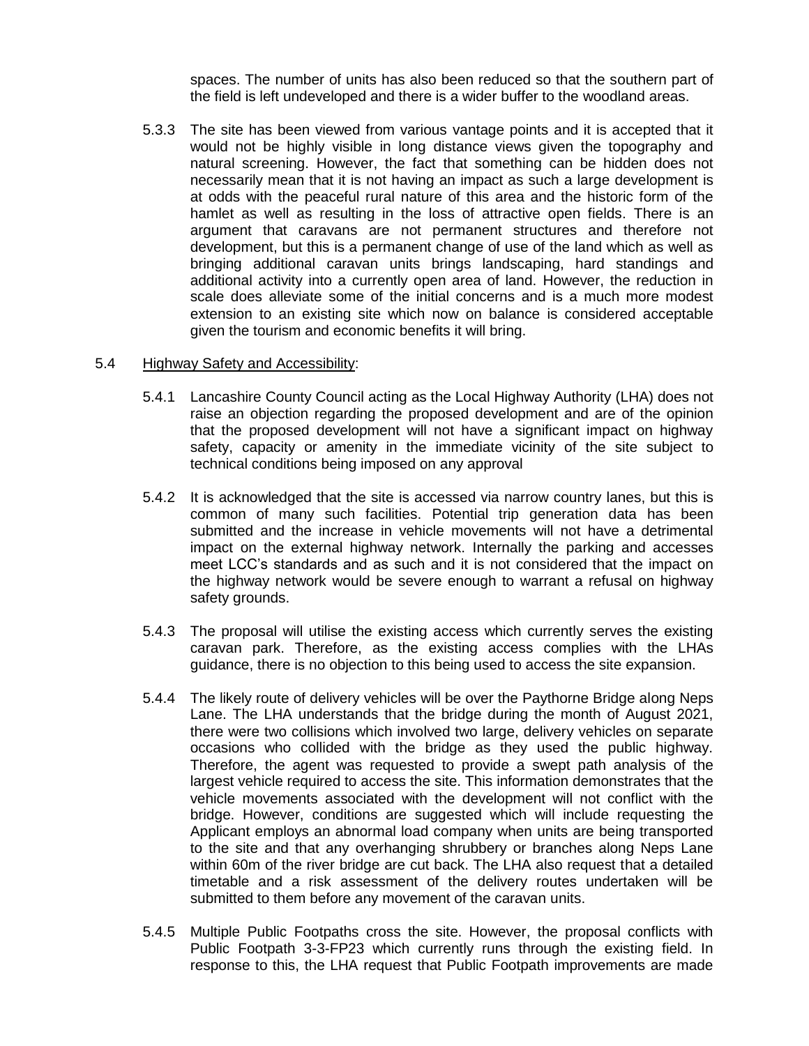spaces. The number of units has also been reduced so that the southern part of the field is left undeveloped and there is a wider buffer to the woodland areas.

5.3.3 The site has been viewed from various vantage points and it is accepted that it would not be highly visible in long distance views given the topography and natural screening. However, the fact that something can be hidden does not necessarily mean that it is not having an impact as such a large development is at odds with the peaceful rural nature of this area and the historic form of the hamlet as well as resulting in the loss of attractive open fields. There is an argument that caravans are not permanent structures and therefore not development, but this is a permanent change of use of the land which as well as bringing additional caravan units brings landscaping, hard standings and additional activity into a currently open area of land. However, the reduction in scale does alleviate some of the initial concerns and is a much more modest extension to an existing site which now on balance is considered acceptable given the tourism and economic benefits it will bring.

5.4 <u>Highway Safety and Accessibility</u>:

5.4.1 Lancashire County Council acting as the Local Highway Authority (LHA) does not raise an objection regarding the proposed development and are of the opinion that the proposed development will not have a significant impact on highway safety, capacity or amenity in the immediate vicinity of the site subject to technical conditions being imposed on any approval

5.4.2 It is acknowledged that the site is accessed via narrow country lanes, but this is common of many such facilities. Potential trip generation data has been submitted and the increase in vehicle movements will not have a detrimental impact on the external highway network. Internally the parking and accesses meet LCC's standards and as such and it is not considered that the impact on the highway network would be severe enough to warrant a refusal on highway safety grounds.

5.4.3 The proposal will utilise the existing access which currently serves the existing caravan park. Therefore, as the existing access complies with the LHAs guidance, there is no objection to this being used to access the site expansion.

5.4.4 The likely route of delivery vehicles will be over the Paythorne Bridge along Neps Lane. The LHA understands that the bridge during the month of August 2021, there were two collisions which involved two large, delivery vehicles on separate occasions who collided with the bridge as they used the public highway. Therefore, the agent was requested to provide a swept path analysis of the largest vehicle required to access the site. This information demonstrates that the vehicle movements associated with the development will not conflict with the bridge. However, conditions are suggested which will include requesting the Applicant employs an abnormal load company when units are being transported to the site and that any overhanging shrubbery or branches along Neps Lane within 60m of the river bridge are cut back. The LHA also request that a detailed timetable and a risk assessment of the delivery routes undertaken will be submitted to them before any movement of the caravan units.

5.4.5 Multiple Public Footpaths cross the site. However, the proposal conflicts with Public Footpath 3-3-FP23 which currently runs through the existing field. In response to this, the LHA request that Public Footpath improvements are made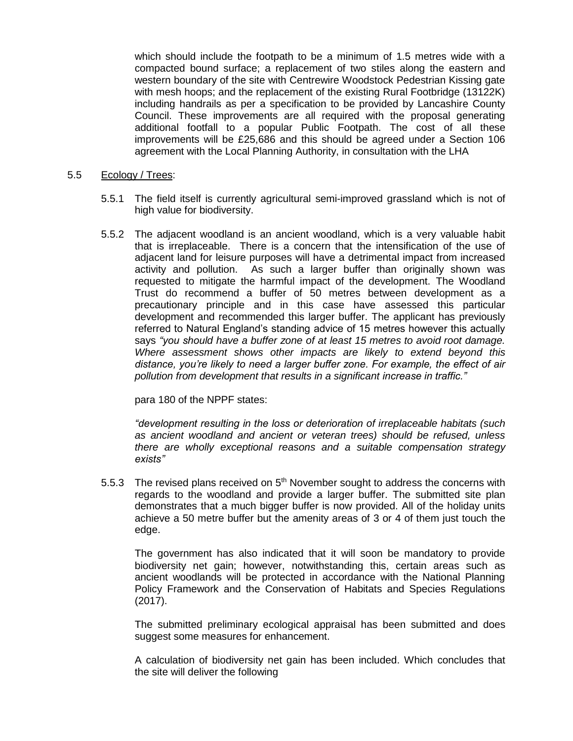which should include the footpath to be a minimum of 1.5 metres wide with a compacted bound surface; a replacement of two stiles along the eastern and western boundary of the site with Centrewire Woodstock Pedestrian Kissing gate with mesh hoops; and the replacement of the existing Rural Footbridge (13122K) including handrails as per a specification to be provided by Lancashire County Council. These improvements are all required with the proposal generating additional footfall to a popular Public Footpath. The cost of all these improvements will be £25,686 and this should be agreed under a Section 106 agreement with the Local Planning Authority, in consultation with the LHA

5.5 Ecology / Trees:

5.5.1 The field itself is currently agricultural semi-improved grassland which is not of high value for biodiversity.

5.5.2 The adjacent woodland is an ancient woodland, which is a very valuable habit that is irreplaceable. There is a concern that the intensification of the use of adjacent land for leisure purposes will have a detrimental impact from increased activity and pollution. As such a larger buffer than originally shown was requested to mitigate the harmful impact of the development. The Woodland Trust do recommend a buffer of 50 metres between development as a precautionary principle and in this case have assessed this particular development and recommended this larger buffer. The applicant has previously referred to Natural England's standing advice of 15 metres however this actually says *"you should have a buffer zone of at least 15 metres to avoid root damage. Where assessment shows other impacts are likely to extend beyond this distance, you're likely to need a larger buffer zone. For example, the effect of air pollution from development that results in a significant increase in traffic."*

para 180 of the NPPF states:

*"development resulting in the loss or deterioration of irreplaceable habitats (such as ancient woodland and ancient or veteran trees) should be refused, unless there are wholly exceptional reasons and a suitable compensation strategy exists"*

5.5.3 The revised plans received on 5th November sought to address the concerns with regards to the woodland and provide a larger buffer. The submitted site plan demonstrates that a much bigger buffer is now provided. All of the holiday units achieve a 50 metre buffer but the amenity areas of 3 or 4 of them just touch the edge.

The government has also indicated that it will soon be mandatory to provide biodiversity net gain; however, notwithstanding this, certain areas such as ancient woodlands will be protected in accordance with the National Planning Policy Framework and the Conservation of Habitats and Species Regulations (2017).

The submitted preliminary ecological appraisal has been submitted and does suggest some measures for enhancement.

A calculation of biodiversity net gain has been included. Which concludes that the site will deliver the following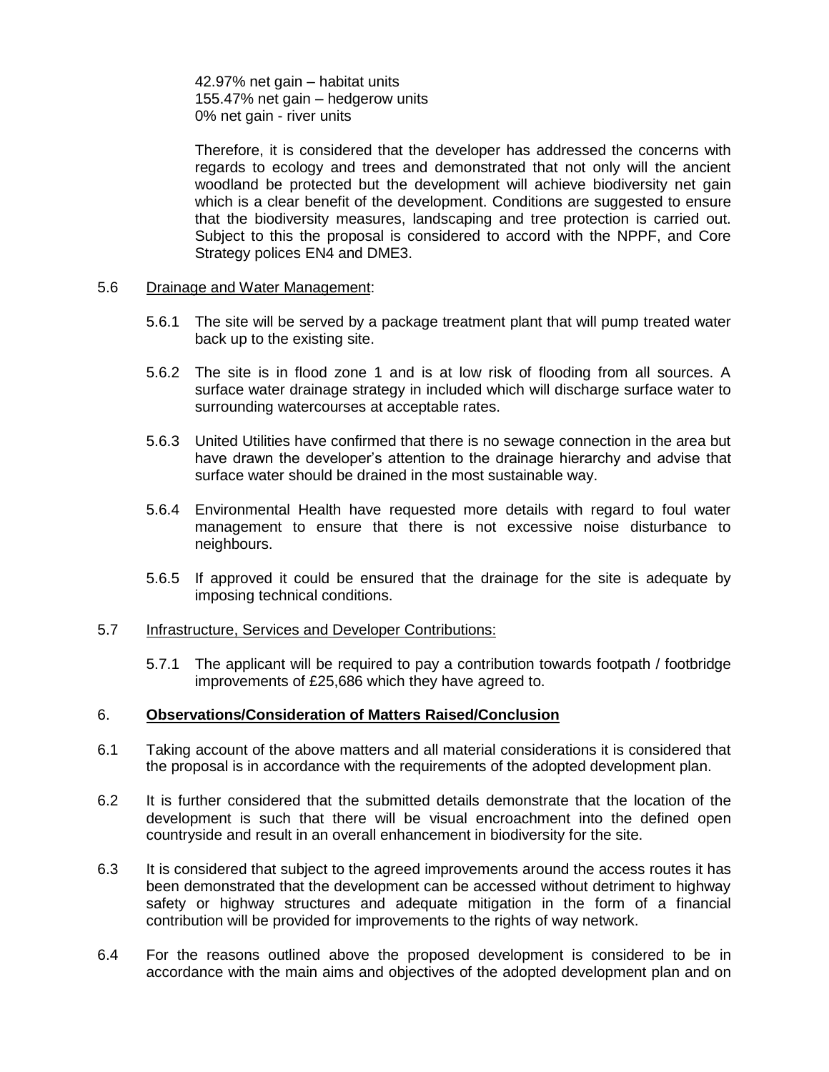42.97% net gain – habitat units
155.47% net gain – hedgerow units
0% net gain - river units

Therefore, it is considered that the developer has addressed the concerns with regards to ecology and trees and demonstrated that not only will the ancient woodland be protected but the development will achieve biodiversity net gain which is a clear benefit of the development. Conditions are suggested to ensure that the biodiversity measures, landscaping and tree protection is carried out. Subject to this the proposal is considered to accord with the NPPF, and Core Strategy polices EN4 and DME3.

5.6 Drainage and Water Management:

5.6.1 The site will be served by a package treatment plant that will pump treated water back up to the existing site.

5.6.2 The site is in flood zone 1 and is at low risk of flooding from all sources. A surface water drainage strategy in included which will discharge surface water to surrounding watercourses at acceptable rates.

5.6.3 United Utilities have confirmed that there is no sewage connection in the area but have drawn the developer's attention to the drainage hierarchy and advise that surface water should be drained in the most sustainable way.

5.6.4 Environmental Health have requested more details with regard to foul water management to ensure that there is not excessive noise disturbance to neighbours.

5.6.5 If approved it could be ensured that the drainage for the site is adequate by imposing technical conditions.

5.7 Infrastructure, Services and Developer Contributions:

5.7.1 The applicant will be required to pay a contribution towards footpath / footbridge improvements of £25,686 which they have agreed to.

## 6. Observations/Consideration of Matters Raised/Conclusion

6.1 Taking account of the above matters and all material considerations it is considered that the proposal is in accordance with the requirements of the adopted development plan.

6.2 It is further considered that the submitted details demonstrate that the location of the development is such that there will be visual encroachment into the defined open countryside and result in an overall enhancement in biodiversity for the site.

6.3 It is considered that subject to the agreed improvements around the access routes it has been demonstrated that the development can be accessed without detriment to highway safety or highway structures and adequate mitigation in the form of a financial contribution will be provided for improvements to the rights of way network.

6.4 For the reasons outlined above the proposed development is considered to be in accordance with the main aims and objectives of the adopted development plan and on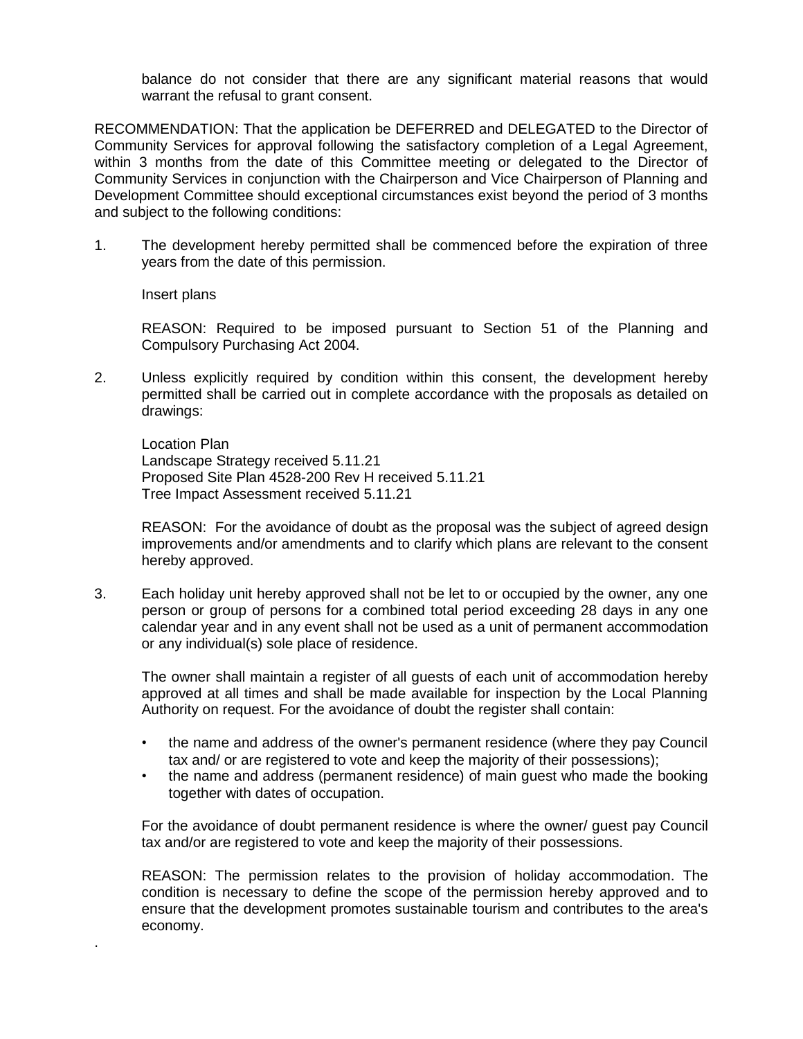balance do not consider that there are any significant material reasons that would warrant the refusal to grant consent.

RECOMMENDATION: That the application be DEFERRED and DELEGATED to the Director of Community Services for approval following the satisfactory completion of a Legal Agreement, within 3 months from the date of this Committee meeting or delegated to the Director of Community Services in conjunction with the Chairperson and Vice Chairperson of Planning and Development Committee should exceptional circumstances exist beyond the period of 3 months and subject to the following conditions:

1. The development hereby permitted shall be commenced before the expiration of three years from the date of this permission.

   Insert plans

   REASON: Required to be imposed pursuant to Section 51 of the Planning and Compulsory Purchasing Act 2004.

2. Unless explicitly required by condition within this consent, the development hereby permitted shall be carried out in complete accordance with the proposals as detailed on drawings:

   Location Plan
   Landscape Strategy received 5.11.21
   Proposed Site Plan 4528-200 Rev H received 5.11.21
   Tree Impact Assessment received 5.11.21

   REASON: For the avoidance of doubt as the proposal was the subject of agreed design improvements and/or amendments and to clarify which plans are relevant to the consent hereby approved.

3. Each holiday unit hereby approved shall not be let to or occupied by the owner, any one person or group of persons for a combined total period exceeding 28 days in any one calendar year and in any event shall not be used as a unit of permanent accommodation or any individual(s) sole place of residence.

   The owner shall maintain a register of all guests of each unit of accommodation hereby approved at all times and shall be made available for inspection by the Local Planning Authority on request. For the avoidance of doubt the register shall contain:

   - the name and address of the owner's permanent residence (where they pay Council tax and/ or are registered to vote and keep the majority of their possessions);
   - the name and address (permanent residence) of main guest who made the booking together with dates of occupation.

   For the avoidance of doubt permanent residence is where the owner/ guest pay Council tax and/or are registered to vote and keep the majority of their possessions.

   REASON: The permission relates to the provision of holiday accommodation. The condition is necessary to define the scope of the permission hereby approved and to ensure that the development promotes sustainable tourism and contributes to the area's economy.

.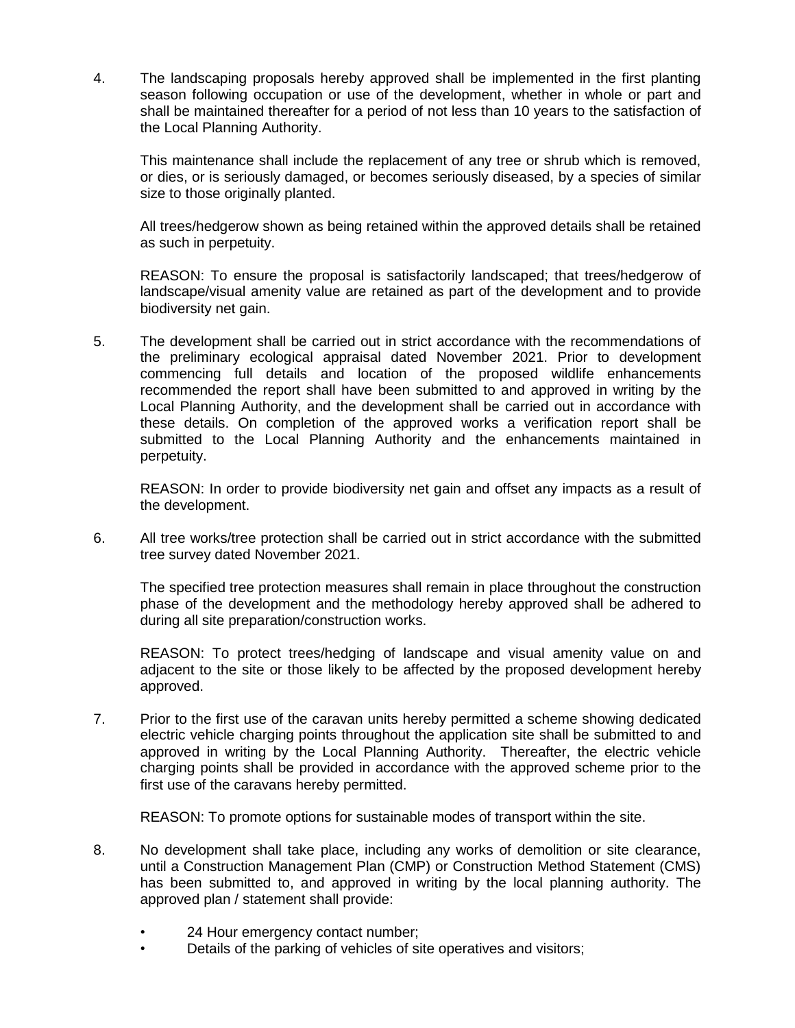4. The landscaping proposals hereby approved shall be implemented in the first planting season following occupation or use of the development, whether in whole or part and shall be maintained thereafter for a period of not less than 10 years to the satisfaction of the Local Planning Authority.

   This maintenance shall include the replacement of any tree or shrub which is removed, or dies, or is seriously damaged, or becomes seriously diseased, by a species of similar size to those originally planted.

   All trees/hedgerow shown as being retained within the approved details shall be retained as such in perpetuity.

   REASON: To ensure the proposal is satisfactorily landscaped; that trees/hedgerow of landscape/visual amenity value are retained as part of the development and to provide biodiversity net gain.

5. The development shall be carried out in strict accordance with the recommendations of the preliminary ecological appraisal dated November 2021. Prior to development commencing full details and location of the proposed wildlife enhancements recommended the report shall have been submitted to and approved in writing by the Local Planning Authority, and the development shall be carried out in accordance with these details. On completion of the approved works a verification report shall be submitted to the Local Planning Authority and the enhancements maintained in perpetuity.

   REASON: In order to provide biodiversity net gain and offset any impacts as a result of the development.

6. All tree works/tree protection shall be carried out in strict accordance with the submitted tree survey dated November 2021.

   The specified tree protection measures shall remain in place throughout the construction phase of the development and the methodology hereby approved shall be adhered to during all site preparation/construction works.

   REASON: To protect trees/hedging of landscape and visual amenity value on and adjacent to the site or those likely to be affected by the proposed development hereby approved.

7. Prior to the first use of the caravan units hereby permitted a scheme showing dedicated electric vehicle charging points throughout the application site shall be submitted to and approved in writing by the Local Planning Authority. Thereafter, the electric vehicle charging points shall be provided in accordance with the approved scheme prior to the first use of the caravans hereby permitted.

   REASON: To promote options for sustainable modes of transport within the site.

8. No development shall take place, including any works of demolition or site clearance, until a Construction Management Plan (CMP) or Construction Method Statement (CMS) has been submitted to, and approved in writing by the local planning authority. The approved plan / statement shall provide:

   - 24 Hour emergency contact number;
   - Details of the parking of vehicles of site operatives and visitors;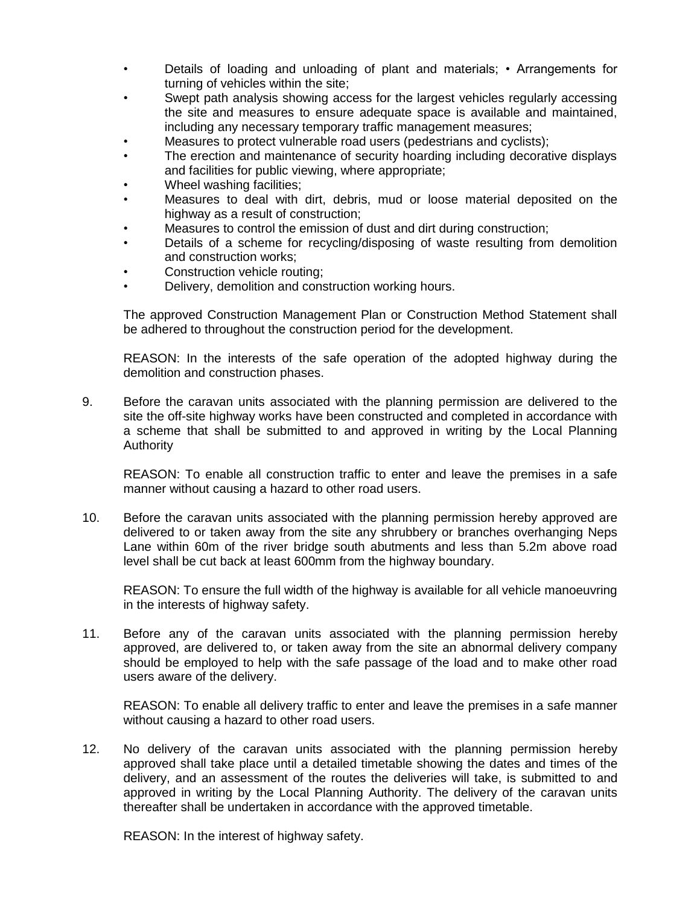- Details of loading and unloading of plant and materials; • Arrangements for turning of vehicles within the site;
- Swept path analysis showing access for the largest vehicles regularly accessing the site and measures to ensure adequate space is available and maintained, including any necessary temporary traffic management measures;
- Measures to protect vulnerable road users (pedestrians and cyclists);
- The erection and maintenance of security hoarding including decorative displays and facilities for public viewing, where appropriate;
- Wheel washing facilities;
- Measures to deal with dirt, debris, mud or loose material deposited on the highway as a result of construction;
- Measures to control the emission of dust and dirt during construction;
- Details of a scheme for recycling/disposing of waste resulting from demolition and construction works;
- Construction vehicle routing;
- Delivery, demolition and construction working hours.

The approved Construction Management Plan or Construction Method Statement shall be adhered to throughout the construction period for the development.

REASON: In the interests of the safe operation of the adopted highway during the demolition and construction phases.

9. Before the caravan units associated with the planning permission are delivered to the site the off-site highway works have been constructed and completed in accordance with a scheme that shall be submitted to and approved in writing by the Local Planning Authority

   REASON: To enable all construction traffic to enter and leave the premises in a safe manner without causing a hazard to other road users.

10. Before the caravan units associated with the planning permission hereby approved are delivered to or taken away from the site any shrubbery or branches overhanging Neps Lane within 60m of the river bridge south abutments and less than 5.2m above road level shall be cut back at least 600mm from the highway boundary.

    REASON: To ensure the full width of the highway is available for all vehicle manoeuvring in the interests of highway safety.

11. Before any of the caravan units associated with the planning permission hereby approved, are delivered to, or taken away from the site an abnormal delivery company should be employed to help with the safe passage of the load and to make other road users aware of the delivery.

    REASON: To enable all delivery traffic to enter and leave the premises in a safe manner without causing a hazard to other road users.

12. No delivery of the caravan units associated with the planning permission hereby approved shall take place until a detailed timetable showing the dates and times of the delivery, and an assessment of the routes the deliveries will take, is submitted to and approved in writing by the Local Planning Authority. The delivery of the caravan units thereafter shall be undertaken in accordance with the approved timetable.

    REASON: In the interest of highway safety.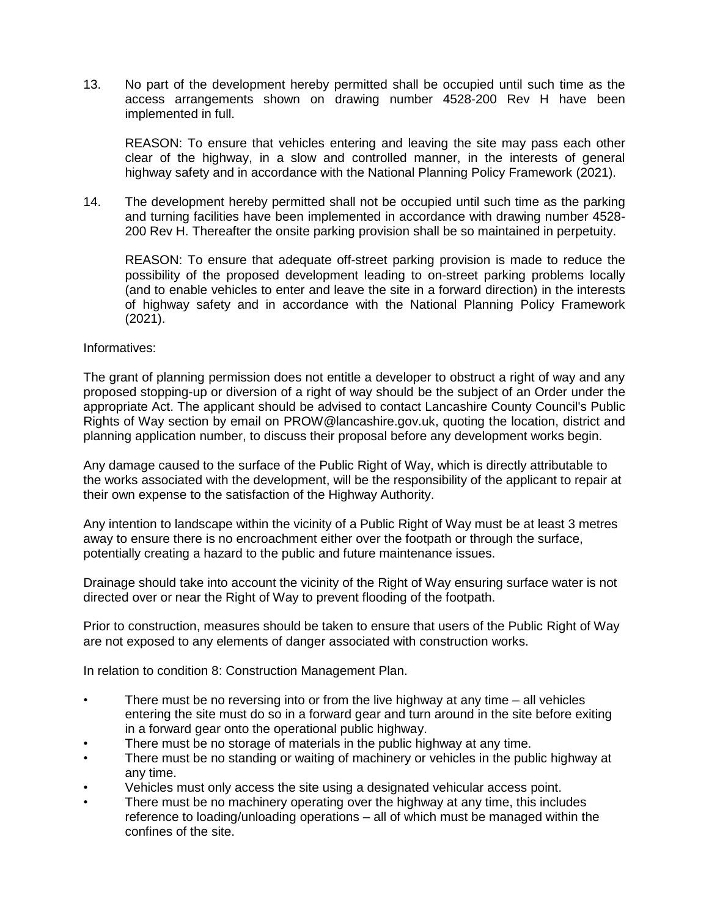13. No part of the development hereby permitted shall be occupied until such time as the access arrangements shown on drawing number 4528-200 Rev H have been implemented in full.

    REASON: To ensure that vehicles entering and leaving the site may pass each other clear of the highway, in a slow and controlled manner, in the interests of general highway safety and in accordance with the National Planning Policy Framework (2021).

14. The development hereby permitted shall not be occupied until such time as the parking and turning facilities have been implemented in accordance with drawing number 4528-200 Rev H. Thereafter the onsite parking provision shall be so maintained in perpetuity.

    REASON: To ensure that adequate off-street parking provision is made to reduce the possibility of the proposed development leading to on-street parking problems locally (and to enable vehicles to enter and leave the site in a forward direction) in the interests of highway safety and in accordance with the National Planning Policy Framework (2021).

Informatives:

The grant of planning permission does not entitle a developer to obstruct a right of way and any proposed stopping-up or diversion of a right of way should be the subject of an Order under the appropriate Act. The applicant should be advised to contact Lancashire County Council's Public Rights of Way section by email on PROW@lancashire.gov.uk, quoting the location, district and planning application number, to discuss their proposal before any development works begin.

Any damage caused to the surface of the Public Right of Way, which is directly attributable to the works associated with the development, will be the responsibility of the applicant to repair at their own expense to the satisfaction of the Highway Authority.

Any intention to landscape within the vicinity of a Public Right of Way must be at least 3 metres away to ensure there is no encroachment either over the footpath or through the surface, potentially creating a hazard to the public and future maintenance issues.

Drainage should take into account the vicinity of the Right of Way ensuring surface water is not directed over or near the Right of Way to prevent flooding of the footpath.

Prior to construction, measures should be taken to ensure that users of the Public Right of Way are not exposed to any elements of danger associated with construction works.

In relation to condition 8: Construction Management Plan.

- There must be no reversing into or from the live highway at any time – all vehicles entering the site must do so in a forward gear and turn around in the site before exiting in a forward gear onto the operational public highway.
- There must be no storage of materials in the public highway at any time.
- There must be no standing or waiting of machinery or vehicles in the public highway at any time.
- Vehicles must only access the site using a designated vehicular access point.
- There must be no machinery operating over the highway at any time, this includes reference to loading/unloading operations – all of which must be managed within the confines of the site.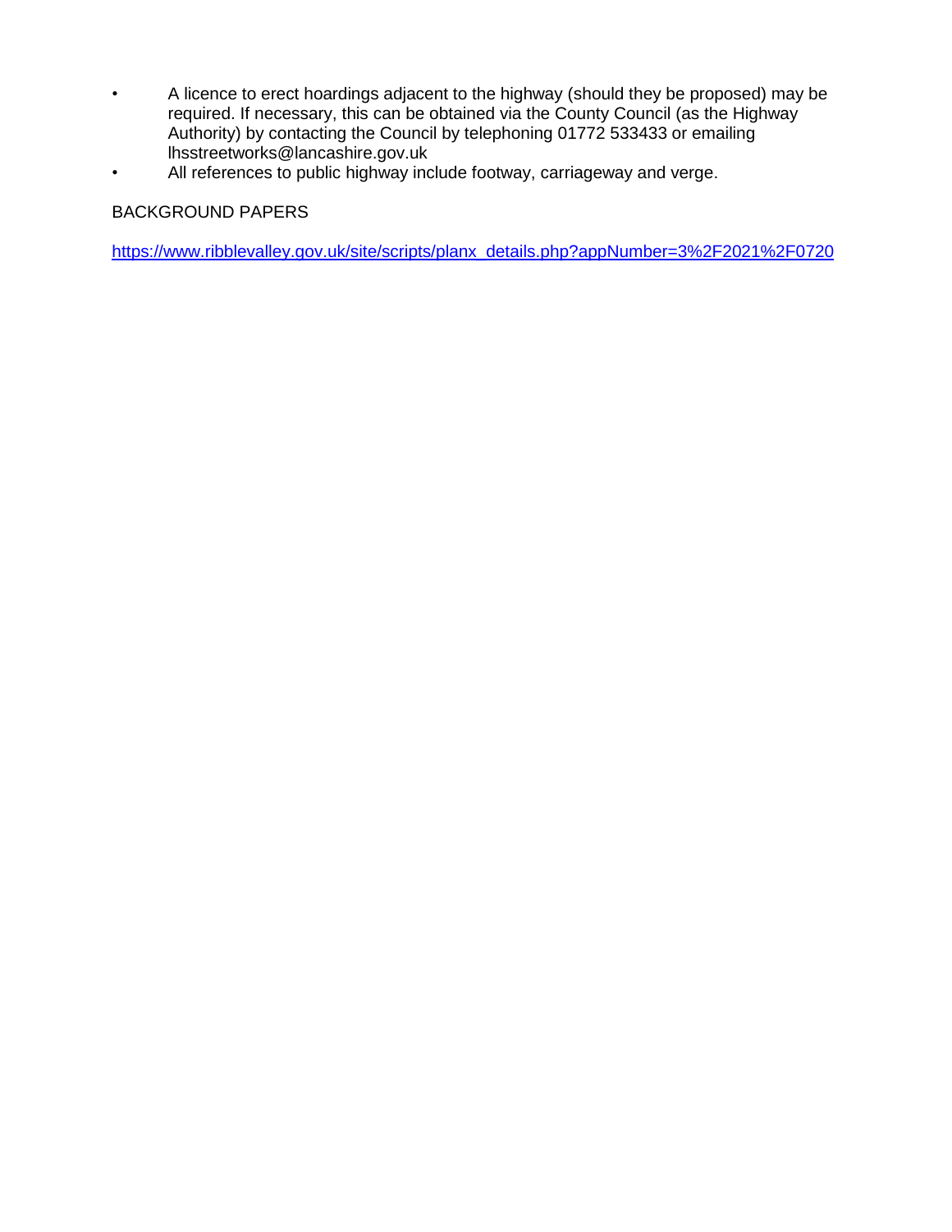- A licence to erect hoardings adjacent to the highway (should they be proposed) may be required. If necessary, this can be obtained via the County Council (as the Highway Authority) by contacting the Council by telephoning 01772 533433 or emailing lhsstreetworks@lancashire.gov.uk
- All references to public highway include footway, carriageway and verge.

BACKGROUND PAPERS

https://www.ribblevalley.gov.uk/site/scripts/planx_details.php?appNumber=3%2F2021%2F0720